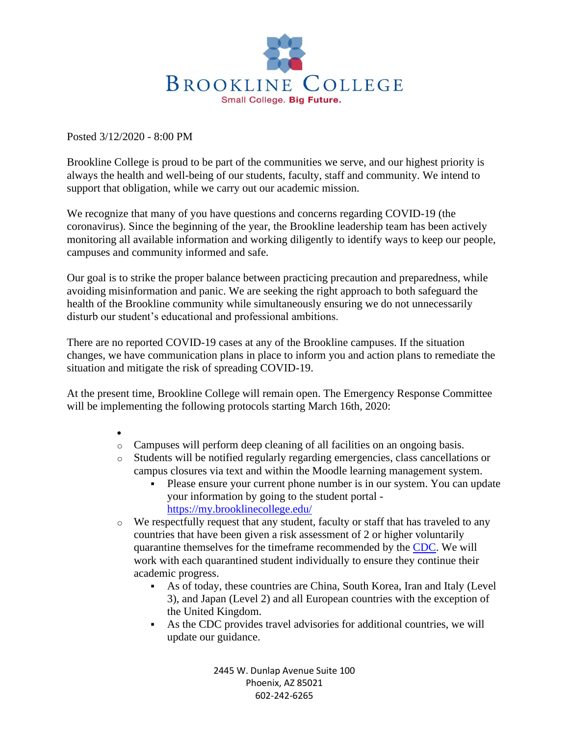# Brookline College

Small College. **Big Future.**

Posted 3/12/2020 - 8:00 PM

Brookline College is proud to be part of the communities we serve, and our highest priority is always the health and well-being of our students, faculty, staff and community. We intend to support that obligation, while we carry out our academic mission.

We recognize that many of you have questions and concerns regarding COVID-19 (the coronavirus). Since the beginning of the year, the Brookline leadership team has been actively monitoring all available information and working diligently to identify ways to keep our people, campuses and community informed and safe.

Our goal is to strike the proper balance between practicing precaution and preparedness, while avoiding misinformation and panic. We are seeking the right approach to both safeguard the health of the Brookline community while simultaneously ensuring we do not unnecessarily disturb our student's educational and professional ambitions.

There are no reported COVID-19 cases at any of the Brookline campuses. If the situation changes, we have communication plans in place to inform you and action plans to remediate the situation and mitigate the risk of spreading COVID-19.

At the present time, Brookline College will remain open. The Emergency Response Committee will be implementing the following protocols starting March 16th, 2020:

- 
  - Campuses will perform deep cleaning of all facilities on an ongoing basis.
  - Students will be notified regularly regarding emergencies, class cancellations or campus closures via text and within the Moodle learning management system.
    - Please ensure your current phone number is in our system. You can update your information by going to the student portal - [https://my.brooklinecollege.edu/](https://my.brooklinecollege.edu/)
  - We respectfully request that any student, faculty or staff that has traveled to any countries that have been given a risk assessment of 2 or higher voluntarily quarantine themselves for the timeframe recommended by the CDC. We will work with each quarantined student individually to ensure they continue their academic progress.
    - As of today, these countries are China, South Korea, Iran and Italy (Level 3), and Japan (Level 2) and all European countries with the exception of the United Kingdom.
    - As the CDC provides travel advisories for additional countries, we will update our guidance.

2445 W. Dunlap Avenue Suite 100
Phoenix, AZ 85021
602-242-6265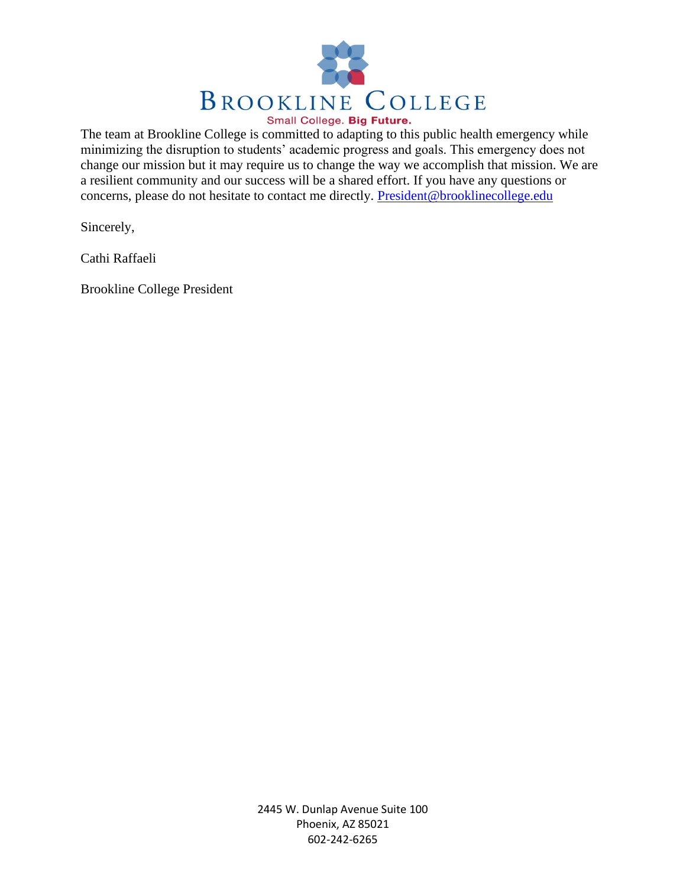# BROOKLINE COLLEGE

Small College. **Big Future.**

The team at Brookline College is committed to adapting to this public health emergency while minimizing the disruption to students' academic progress and goals. This emergency does not change our mission but it may require us to change the way we accomplish that mission. We are a resilient community and our success will be a shared effort. If you have any questions or concerns, please do not hesitate to contact me directly. President@brooklinecollege.edu

Sincerely,

Cathi Raffaeli

Brookline College President

2445 W. Dunlap Avenue Suite 100
Phoenix, AZ 85021
602-242-6265